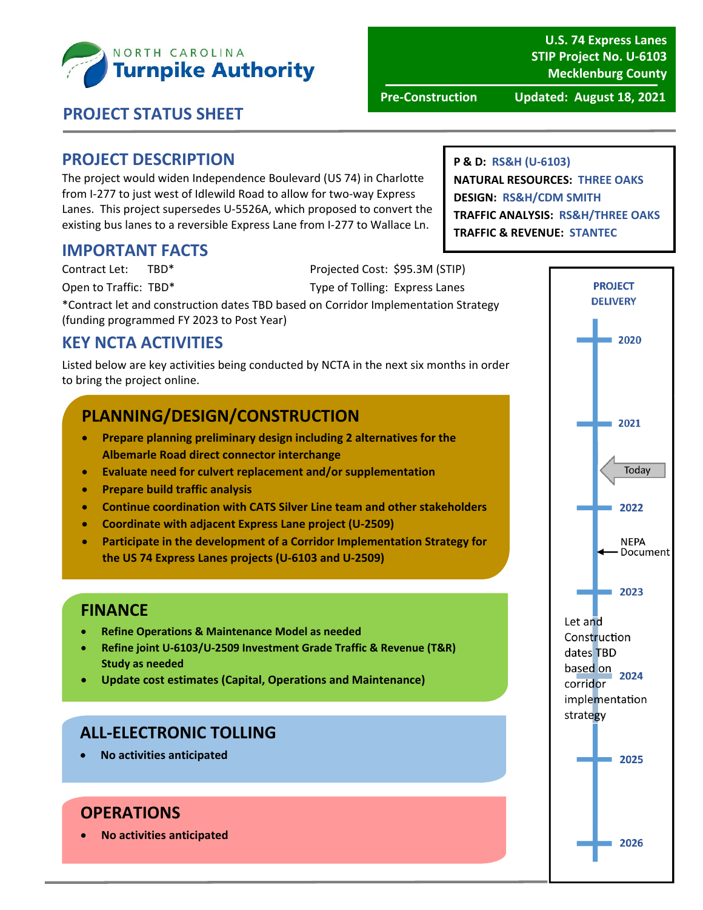NORTH CAROLINA **Turnpike Authority**

**U.S. 74 Express Lanes**
**STIP Project No. U-6103**
**Mecklenburg County**

**Pre-Construction** **Updated: August 18, 2021**

# PROJECT STATUS SHEET

## PROJECT DESCRIPTION

The project would widen Independence Boulevard (US 74) in Charlotte from I-277 to just west of Idlewild Road to allow for two-way Express Lanes. This project supersedes U-5526A, which proposed to convert the existing bus lanes to a reversible Express Lane from I-277 to Wallace Ln.

**P & D:** RS&H (U-6103)
**NATURAL RESOURCES:** THREE OAKS
**DESIGN:** RS&H/CDM SMITH
**TRAFFIC ANALYSIS:** RS&H/THREE OAKS
**TRAFFIC & REVENUE:** STANTEC

## IMPORTANT FACTS

Contract Let: TBD*
Open to Traffic: TBD*
Projected Cost: $95.3M (STIP)
Type of Tolling: Express Lanes

*Contract let and construction dates TBD based on Corridor Implementation Strategy (funding programmed FY 2023 to Post Year)

## KEY NCTA ACTIVITIES

Listed below are key activities being conducted by NCTA in the next six months in order to bring the project online.

### PLANNING/DESIGN/CONSTRUCTION

- **Prepare planning preliminary design including 2 alternatives for the Albemarle Road direct connector interchange**
- **Evaluate need for culvert replacement and/or supplementation**
- **Prepare build traffic analysis**
- **Continue coordination with CATS Silver Line team and other stakeholders**
- **Coordinate with adjacent Express Lane project (U-2509)**
- **Participate in the development of a Corridor Implementation Strategy for the US 74 Express Lanes projects (U-6103 and U-2509)**

### FINANCE

- **Refine Operations & Maintenance Model as needed**
- **Refine joint U-6103/U-2509 Investment Grade Traffic & Revenue (T&R) Study as needed**
- **Update cost estimates (Capital, Operations and Maintenance)**

### ALL-ELECTRONIC TOLLING

- **No activities anticipated**

### OPERATIONS

- **No activities anticipated**

### PROJECT DELIVERY

- 2020
- 2021
- Today
- 2022
- NEPA Document
- 2023
- Let and Construction dates TBD based on corridor implementation strategy
- 2024
- 2025
- 2026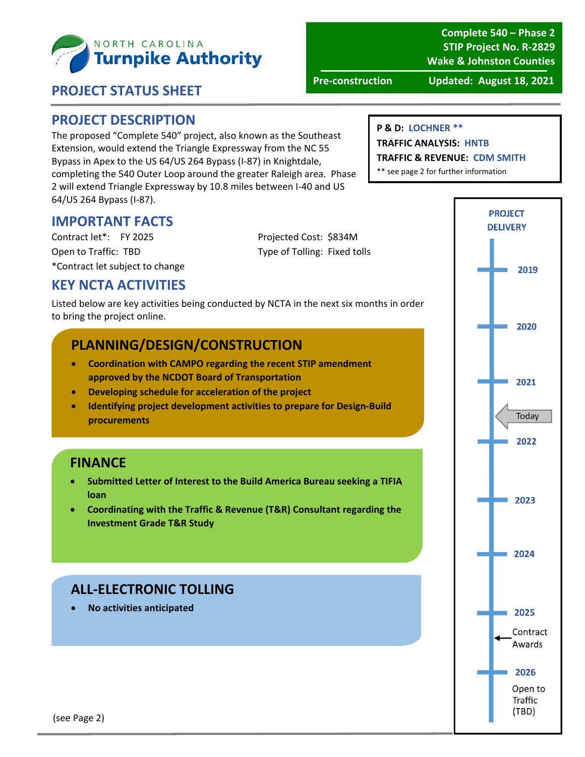**North Carolina Turnpike Authority**

**Complete 540 – Phase 2**
**STIP Project No. R-2829**
**Wake & Johnston Counties**

**Pre-construction** — **Updated: August 18, 2021**

## PROJECT STATUS SHEET

**P & D: LOCHNER \*\***
**TRAFFIC ANALYSIS: HNTB**
**TRAFFIC & REVENUE: CDM SMITH**
\*\* see page 2 for further information

## PROJECT DESCRIPTION

The proposed "Complete 540" project, also known as the Southeast Extension, would extend the Triangle Expressway from the NC 55 Bypass in Apex to the US 64/US 264 Bypass (I-87) in Knightdale, completing the 540 Outer Loop around the greater Raleigh area. Phase 2 will extend Triangle Expressway by 10.8 miles between I-40 and US 64/US 264 Bypass (I-87).

## IMPORTANT FACTS

Contract let*: FY 2025
Open to Traffic: TBD
*Contract let subject to change

Projected Cost: $834M
Type of Tolling: Fixed tolls

## KEY NCTA ACTIVITIES

Listed below are key activities being conducted by NCTA in the next six months in order to bring the project online.

### PLANNING/DESIGN/CONSTRUCTION

- **Coordination with CAMPO regarding the recent STIP amendment approved by the NCDOT Board of Transportation**
- **Developing schedule for acceleration of the project**
- **Identifying project development activities to prepare for Design-Build procurements**

### FINANCE

- **Submitted Letter of Interest to the Build America Bureau seeking a TIFIA loan**
- **Coordinating with the Traffic & Revenue (T&R) Consultant regarding the Investment Grade T&R Study**

### ALL-ELECTRONIC TOLLING

- **No activities anticipated**

### PROJECT DELIVERY

- 2019
- 2020
- 2021
- Today
- 2022
- 2023
- 2024
- 2025
- Contract Awards
- 2026
- Open to Traffic (TBD)

(see Page 2)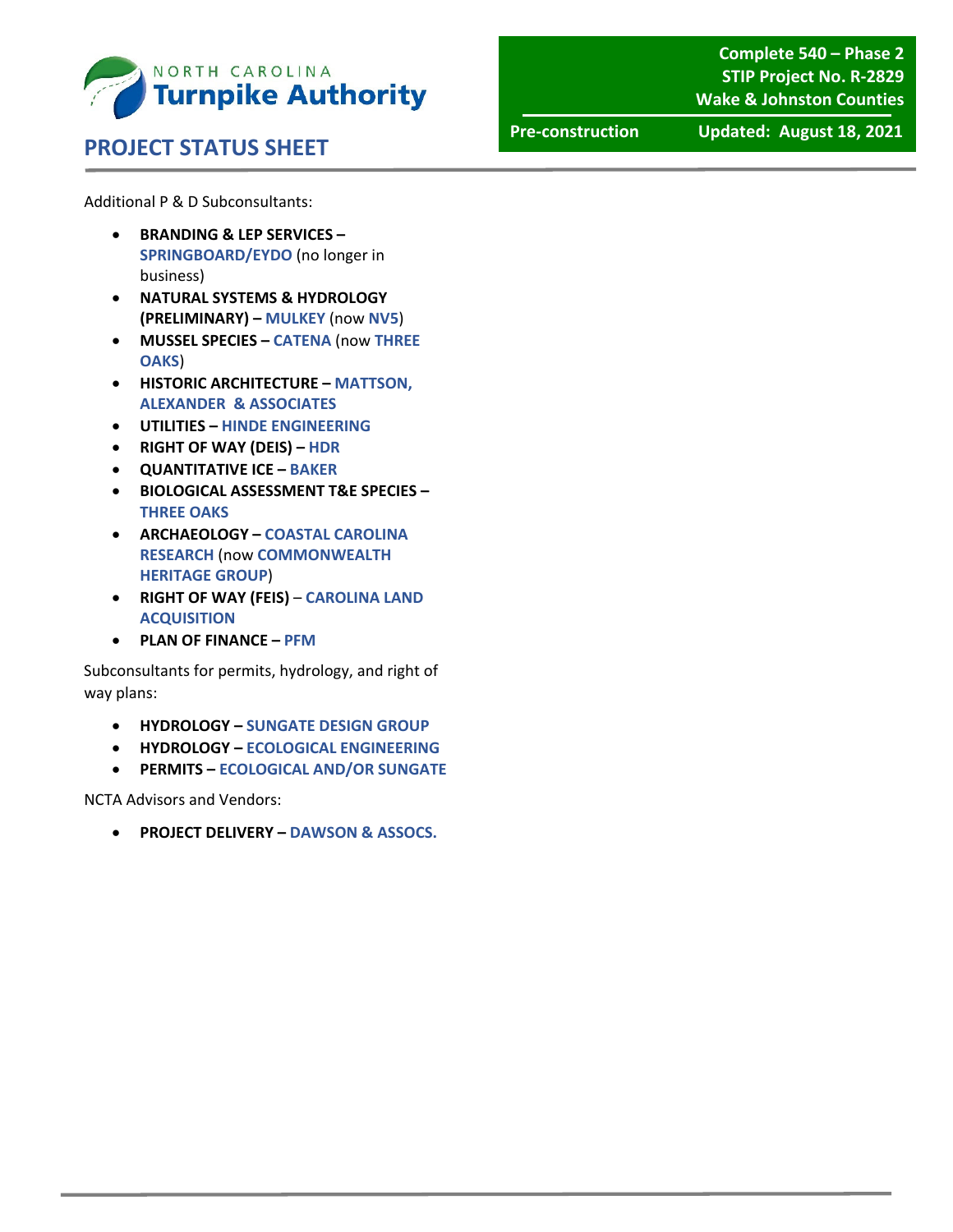Additional P & D Subconsultants:

- **BRANDING & LEP SERVICES – SPRINGBOARD/EYDO** (no longer in business)
- **NATURAL SYSTEMS & HYDROLOGY (PRELIMINARY) – MULKEY** (now **NV5**)
- **MUSSEL SPECIES – CATENA** (now **THREE OAKS**)
- **HISTORIC ARCHITECTURE – MATTSON, ALEXANDER & ASSOCIATES**
- **UTILITIES – HINDE ENGINEERING**
- **RIGHT OF WAY (DEIS) – HDR**
- **QUANTITATIVE ICE – BAKER**
- **BIOLOGICAL ASSESSMENT T&E SPECIES – THREE OAKS**
- **ARCHAEOLOGY – COASTAL CAROLINA RESEARCH** (now **COMMONWEALTH HERITAGE GROUP**)
- **RIGHT OF WAY (FEIS)** – **CAROLINA LAND ACQUISITION**
- **PLAN OF FINANCE – PFM**

Subconsultants for permits, hydrology, and right of way plans:

- **HYDROLOGY – SUNGATE DESIGN GROUP**
- **HYDROLOGY – ECOLOGICAL ENGINEERING**
- **PERMITS – ECOLOGICAL AND/OR SUNGATE**

NCTA Advisors and Vendors:

- **PROJECT DELIVERY – DAWSON & ASSOCS.**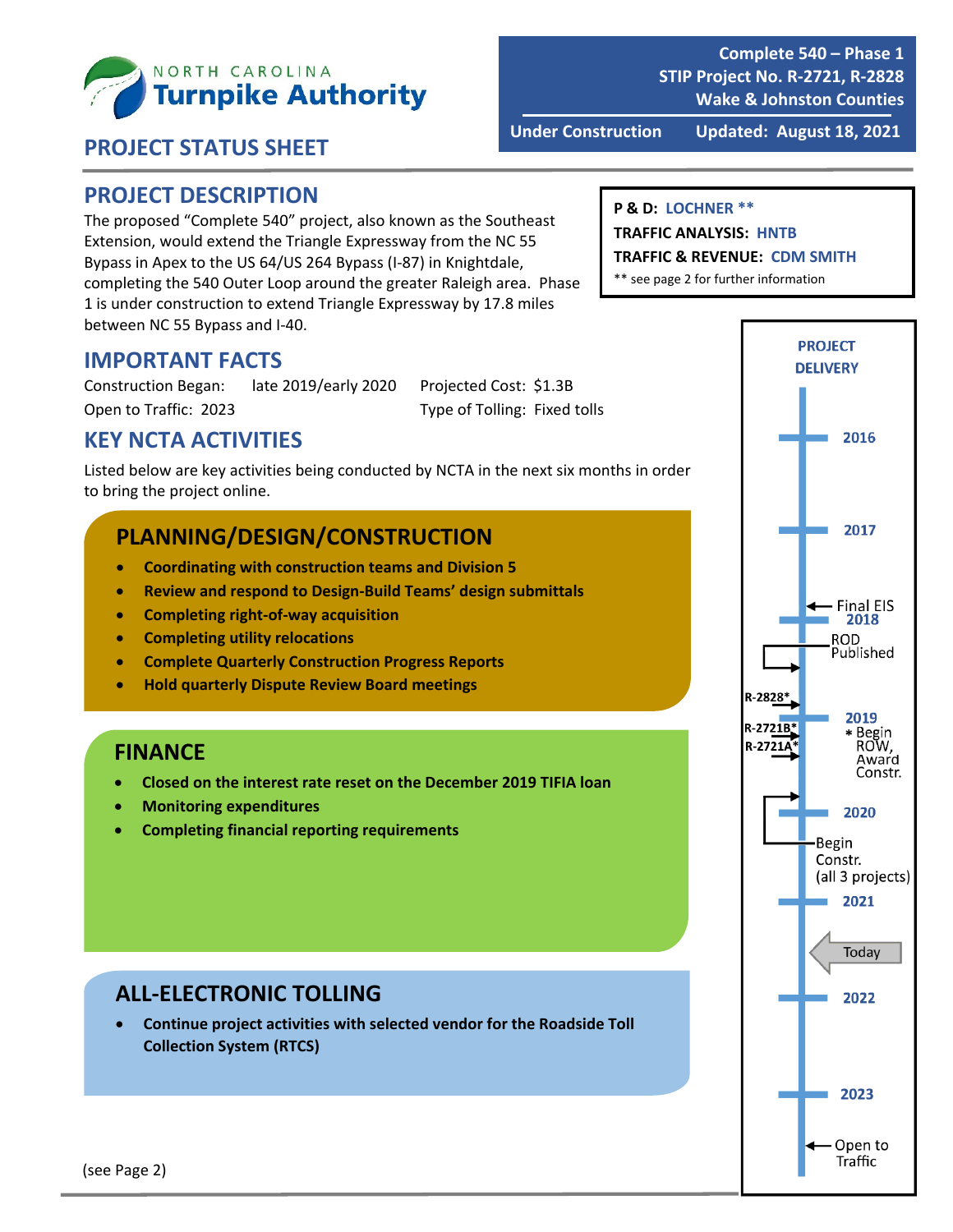North Carolina Turnpike Authority

**Complete 540 – Phase 1**
**STIP Project No. R-2721, R-2828**
**Wake & Johnston Counties**

**Under Construction** | **Updated: August 18, 2021**

## PROJECT STATUS SHEET

## PROJECT DESCRIPTION

The proposed "Complete 540" project, also known as the Southeast Extension, would extend the Triangle Expressway from the NC 55 Bypass in Apex to the US 64/US 264 Bypass (I-87) in Knightdale, completing the 540 Outer Loop around the greater Raleigh area. Phase 1 is under construction to extend Triangle Expressway by 17.8 miles between NC 55 Bypass and I-40.

**P & D:** LOCHNER **
**TRAFFIC ANALYSIS:** HNTB
**TRAFFIC & REVENUE:** CDM SMITH
** see page 2 for further information

## IMPORTANT FACTS

Construction Began: late 2019/early 2020
Open to Traffic: 2023
Projected Cost: $1.3B
Type of Tolling: Fixed tolls

## KEY NCTA ACTIVITIES

Listed below are key activities being conducted by NCTA in the next six months in order to bring the project online.

### PLANNING/DESIGN/CONSTRUCTION

- **Coordinating with construction teams and Division 5**
- **Review and respond to Design-Build Teams' design submittals**
- **Completing right-of-way acquisition**
- **Completing utility relocations**
- **Complete Quarterly Construction Progress Reports**
- **Hold quarterly Dispute Review Board meetings**

### FINANCE

- **Closed on the interest rate reset on the December 2019 TIFIA loan**
- **Monitoring expenditures**
- **Completing financial reporting requirements**

### ALL-ELECTRONIC TOLLING

- **Continue project activities with selected vendor for the Roadside Toll Collection System (RTCS)**

### PROJECT DELIVERY

- 2016
- 2017
- Final EIS
- 2018
- ROD Published
- R-2828*
- 2019
- R-2721B*
- R-2721A*
- * Begin ROW, Award Constr.
- 2020
- Begin Constr. (all 3 projects)
- 2021
- Today
- 2022
- 2023
- Open to Traffic

(see Page 2)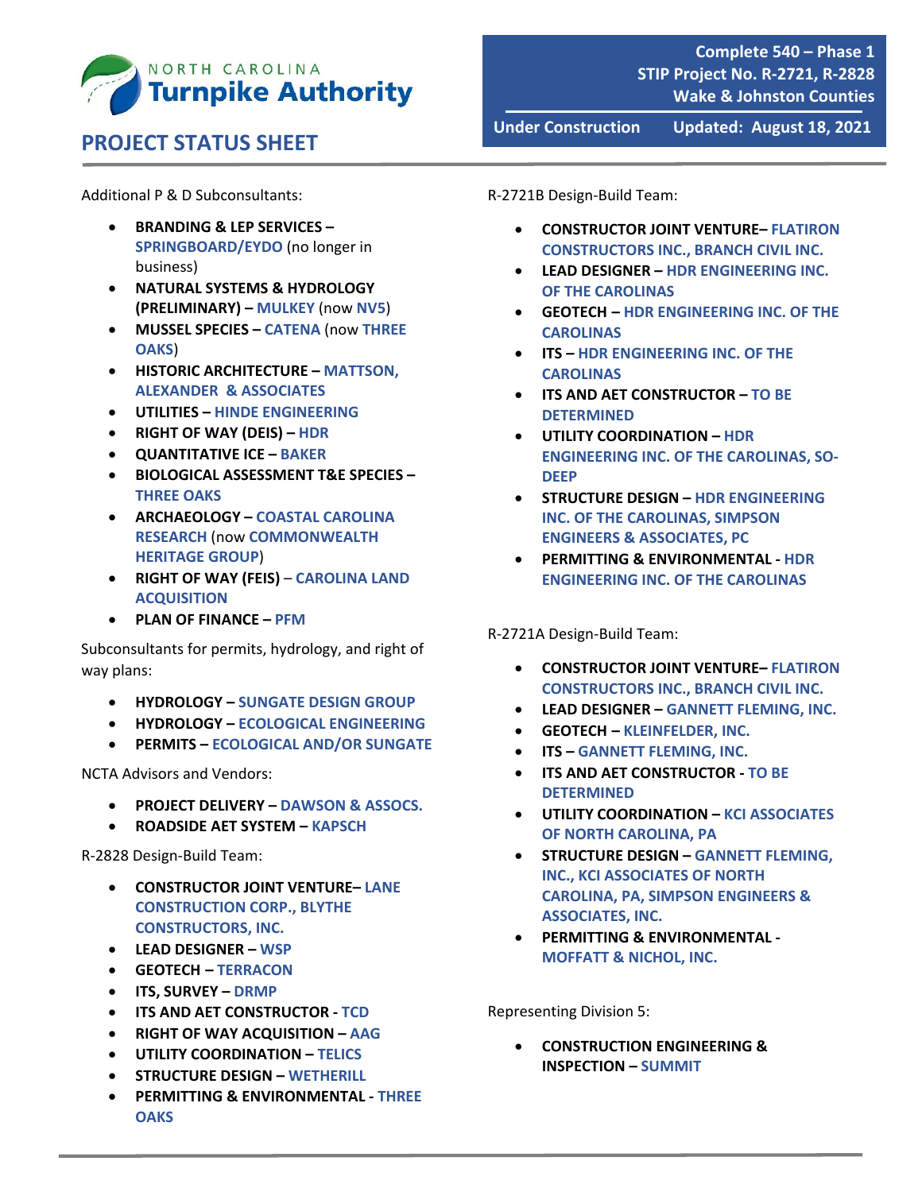Additional P & D Subconsultants:

- **BRANDING & LEP SERVICES –** SPRINGBOARD/EYDO (no longer in business)
- **NATURAL SYSTEMS & HYDROLOGY (PRELIMINARY) –** MULKEY (now NV5)
- **MUSSEL SPECIES –** CATENA (now THREE OAKS)
- **HISTORIC ARCHITECTURE –** MATTSON, ALEXANDER & ASSOCIATES
- **UTILITIES –** HINDE ENGINEERING
- **RIGHT OF WAY (DEIS) –** HDR
- **QUANTITATIVE ICE –** BAKER
- **BIOLOGICAL ASSESSMENT T&E SPECIES –** THREE OAKS
- **ARCHAEOLOGY –** COASTAL CAROLINA RESEARCH (now COMMONWEALTH HERITAGE GROUP)
- **RIGHT OF WAY (FEIS) –** CAROLINA LAND ACQUISITION
- **PLAN OF FINANCE –** PFM

Subconsultants for permits, hydrology, and right of way plans:

- **HYDROLOGY –** SUNGATE DESIGN GROUP
- **HYDROLOGY –** ECOLOGICAL ENGINEERING
- **PERMITS –** ECOLOGICAL AND/OR SUNGATE

NCTA Advisors and Vendors:

- **PROJECT DELIVERY –** DAWSON & ASSOCS.
- **ROADSIDE AET SYSTEM –** KAPSCH

R-2828 Design-Build Team:

- **CONSTRUCTOR JOINT VENTURE–** LANE CONSTRUCTION CORP., BLYTHE CONSTRUCTORS, INC.
- **LEAD DESIGNER –** WSP
- **GEOTECH –** TERRACON
- **ITS, SURVEY –** DRMP
- **ITS AND AET CONSTRUCTOR -** TCD
- **RIGHT OF WAY ACQUISITION –** AAG
- **UTILITY COORDINATION –** TELICS
- **STRUCTURE DESIGN –** WETHERILL
- **PERMITTING & ENVIRONMENTAL -** THREE OAKS

R-2721B Design-Build Team:

- **CONSTRUCTOR JOINT VENTURE–** FLATIRON CONSTRUCTORS INC., BRANCH CIVIL INC.
- **LEAD DESIGNER –** HDR ENGINEERING INC. OF THE CAROLINAS
- **GEOTECH –** HDR ENGINEERING INC. OF THE CAROLINAS
- **ITS –** HDR ENGINEERING INC. OF THE CAROLINAS
- **ITS AND AET CONSTRUCTOR –** TO BE DETERMINED
- **UTILITY COORDINATION –** HDR ENGINEERING INC. OF THE CAROLINAS, SO-DEEP
- **STRUCTURE DESIGN –** HDR ENGINEERING INC. OF THE CAROLINAS, SIMPSON ENGINEERS & ASSOCIATES, PC
- **PERMITTING & ENVIRONMENTAL -** HDR ENGINEERING INC. OF THE CAROLINAS

R-2721A Design-Build Team:

- **CONSTRUCTOR JOINT VENTURE–** FLATIRON CONSTRUCTORS INC., BRANCH CIVIL INC.
- **LEAD DESIGNER –** GANNETT FLEMING, INC.
- **GEOTECH –** KLEINFELDER, INC.
- **ITS –** GANNETT FLEMING, INC.
- **ITS AND AET CONSTRUCTOR -** TO BE DETERMINED
- **UTILITY COORDINATION –** KCI ASSOCIATES OF NORTH CAROLINA, PA
- **STRUCTURE DESIGN –** GANNETT FLEMING, INC., KCI ASSOCIATES OF NORTH CAROLINA, PA, SIMPSON ENGINEERS & ASSOCIATES, INC.
- **PERMITTING & ENVIRONMENTAL -** MOFFATT & NICHOL, INC.

Representing Division 5:

- **CONSTRUCTION ENGINEERING & INSPECTION –** SUMMIT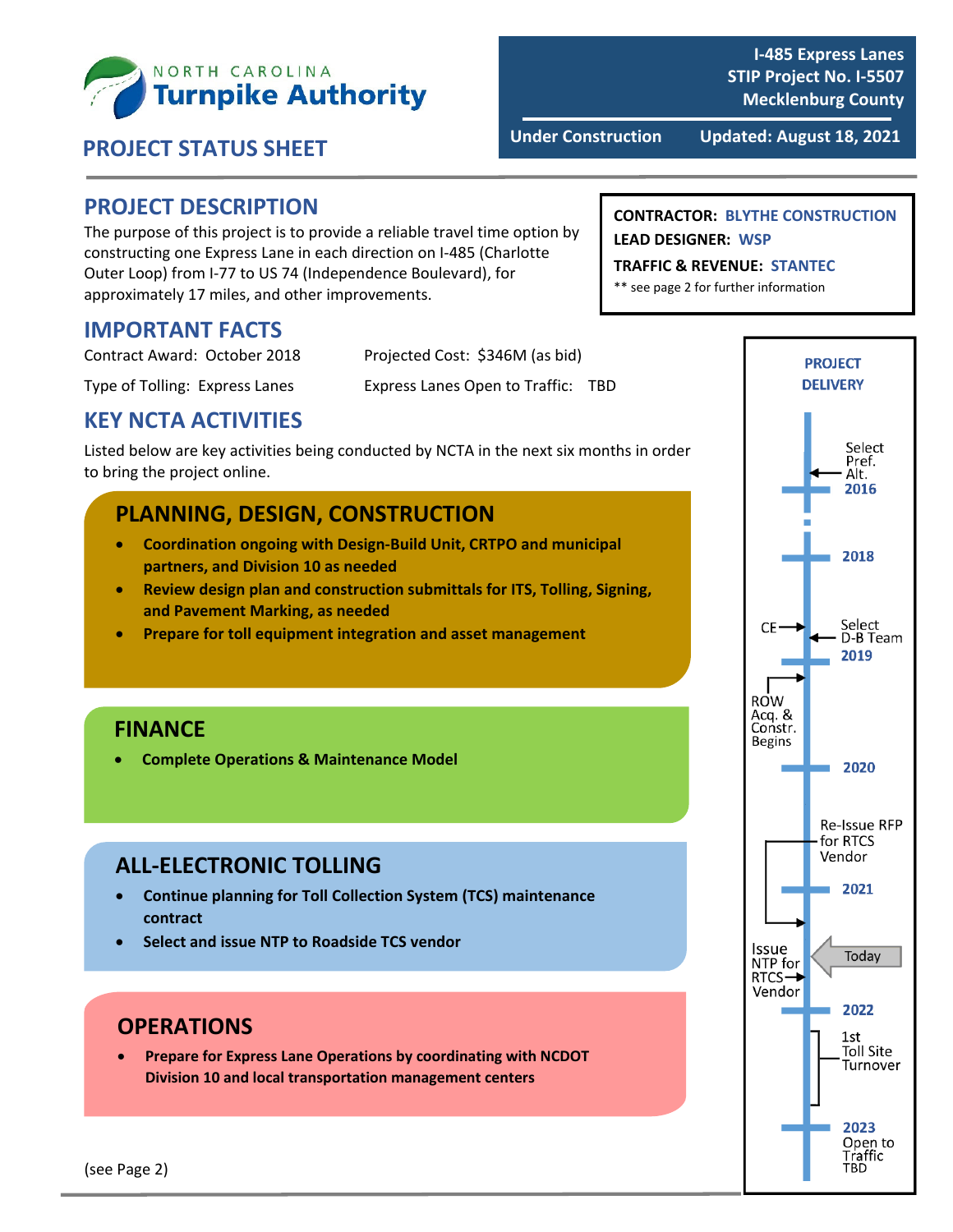NORTH CAROLINA
**Turnpike Authority**

## PROJECT STATUS SHEET

**I-485 Express Lanes**
**STIP Project No. I-5507**
**Mecklenburg County**

**Under Construction** | **Updated: August 18, 2021**

## PROJECT DESCRIPTION

The purpose of this project is to provide a reliable travel time option by constructing one Express Lane in each direction on I-485 (Charlotte Outer Loop) from I-77 to US 74 (Independence Boulevard), for approximately 17 miles, and other improvements.

**CONTRACTOR:** BLYTHE CONSTRUCTION
**LEAD DESIGNER:** WSP
**TRAFFIC & REVENUE:** STANTEC
** see page 2 for further information

## IMPORTANT FACTS

Contract Award: October 2018

Projected Cost: $346M (as bid)

Type of Tolling: Express Lanes

Express Lanes Open to Traffic: TBD

## KEY NCTA ACTIVITIES

Listed below are key activities being conducted by NCTA in the next six months in order to bring the project online.

### PLANNING, DESIGN, CONSTRUCTION

- **Coordination ongoing with Design-Build Unit, CRTPO and municipal partners, and Division 10 as needed**
- **Review design plan and construction submittals for ITS, Tolling, Signing, and Pavement Marking, as needed**
- **Prepare for toll equipment integration and asset management**

### FINANCE

- **Complete Operations & Maintenance Model**

### ALL-ELECTRONIC TOLLING

- **Continue planning for Toll Collection System (TCS) maintenance contract**
- **Select and issue NTP to Roadside TCS vendor**

### OPERATIONS

- **Prepare for Express Lane Operations by coordinating with NCDOT Division 10 and local transportation management centers**

(see Page 2)

### PROJECT DELIVERY

- Select Pref. Alt. – 2016
- 2018
- CE; Select D-B Team – 2019
- ROW Acq. & Constr. Begins
- 2020
- Re-Issue RFP for RTCS Vendor
- 2021
- Issue NTP for RTCS Vendor (Today)
- 2022
- 1st Toll Site Turnover
- 2023 – Open to Traffic TBD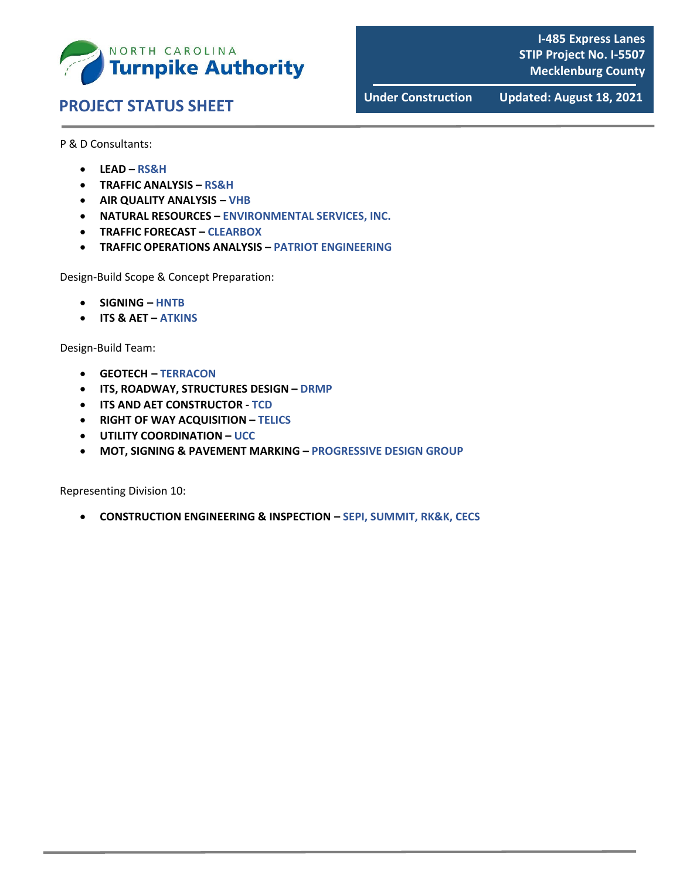P & D Consultants:

- **LEAD – RS&H**
- **TRAFFIC ANALYSIS – RS&H**
- **AIR QUALITY ANALYSIS – VHB**
- **NATURAL RESOURCES – ENVIRONMENTAL SERVICES, INC.**
- **TRAFFIC FORECAST – CLEARBOX**
- **TRAFFIC OPERATIONS ANALYSIS – PATRIOT ENGINEERING**

Design-Build Scope & Concept Preparation:

- **SIGNING – HNTB**
- **ITS & AET – ATKINS**

Design-Build Team:

- **GEOTECH – TERRACON**
- **ITS, ROADWAY, STRUCTURES DESIGN – DRMP**
- **ITS AND AET CONSTRUCTOR - TCD**
- **RIGHT OF WAY ACQUISITION – TELICS**
- **UTILITY COORDINATION – UCC**
- **MOT, SIGNING & PAVEMENT MARKING – PROGRESSIVE DESIGN GROUP**

Representing Division 10:

- **CONSTRUCTION ENGINEERING & INSPECTION – SEPI, SUMMIT, RK&K, CECS**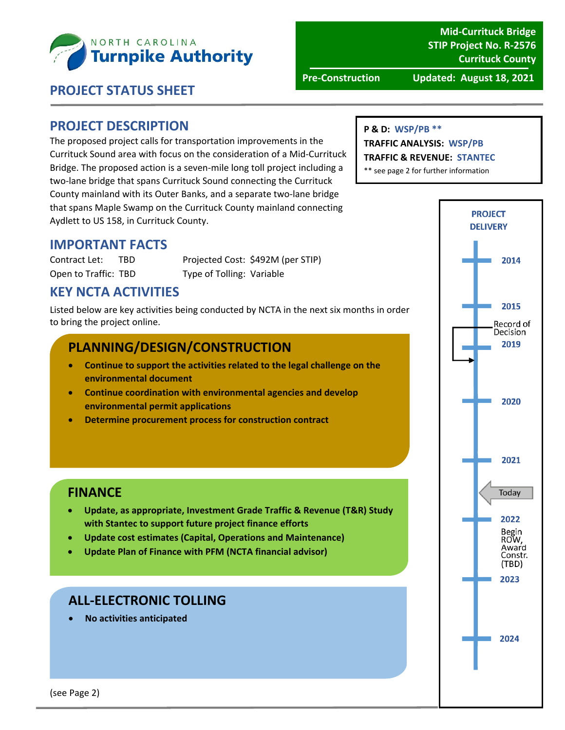**NORTH CAROLINA Turnpike Authority**

**Mid-Currituck Bridge**
**STIP Project No. R-2576**
**Currituck County**

**Pre-Construction** **Updated: August 18, 2021**

## PROJECT STATUS SHEET

## PROJECT DESCRIPTION

The proposed project calls for transportation improvements in the Currituck Sound area with focus on the consideration of a Mid-Currituck Bridge. The proposed action is a seven-mile long toll project including a two-lane bridge that spans Currituck Sound connecting the Currituck County mainland with its Outer Banks, and a separate two-lane bridge that spans Maple Swamp on the Currituck County mainland connecting Aydlett to US 158, in Currituck County.

**P & D:** WSP/PB **
**TRAFFIC ANALYSIS:** WSP/PB
**TRAFFIC & REVENUE:** STANTEC
** see page 2 for further information

## IMPORTANT FACTS

| | | | |
|---|---|---|---|
| Contract Let: | TBD | Projected Cost: | $492M (per STIP) |
| Open to Traffic: | TBD | Type of Tolling: | Variable |

## KEY NCTA ACTIVITIES

Listed below are key activities being conducted by NCTA in the next six months in order to bring the project online.

### PLANNING/DESIGN/CONSTRUCTION

- **Continue to support the activities related to the legal challenge on the environmental document**
- **Continue coordination with environmental agencies and develop environmental permit applications**
- **Determine procurement process for construction contract**

### FINANCE

- **Update, as appropriate, Investment Grade Traffic & Revenue (T&R) Study with Stantec to support future project finance efforts**
- **Update cost estimates (Capital, Operations and Maintenance)**
- **Update Plan of Finance with PFM (NCTA financial advisor)**

### ALL-ELECTRONIC TOLLING

- **No activities anticipated**

(see Page 2)

**PROJECT DELIVERY**

- 2014
- 2015
- Record of Decision
- 2019
- 2020
- 2021
- Today
- 2022
- Begin ROW, Award Constr. (TBD)
- 2023
- 2024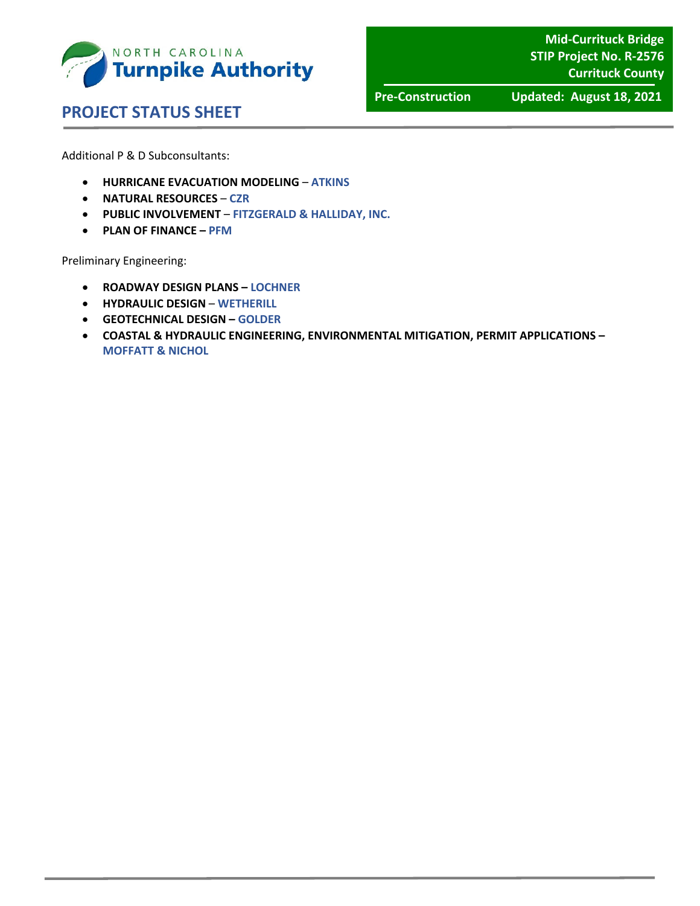Additional P & D Subconsultants:

- **HURRICANE EVACUATION MODELING** – **ATKINS**
- **NATURAL RESOURCES** – **CZR**
- **PUBLIC INVOLVEMENT** – **FITZGERALD & HALLIDAY, INC.**
- **PLAN OF FINANCE – PFM**

Preliminary Engineering:

- **ROADWAY DESIGN PLANS – LOCHNER**
- **HYDRAULIC DESIGN** – **WETHERILL**
- **GEOTECHNICAL DESIGN – GOLDER**
- **COASTAL & HYDRAULIC ENGINEERING, ENVIRONMENTAL MITIGATION, PERMIT APPLICATIONS – MOFFATT & NICHOL**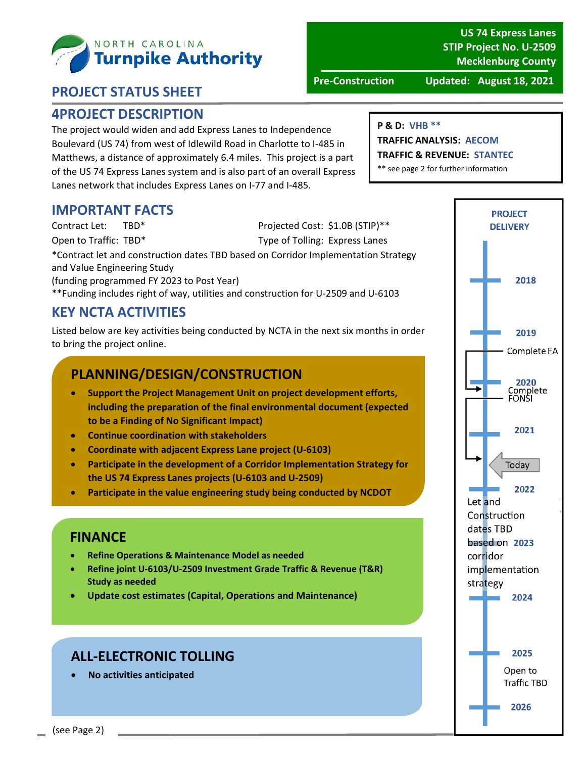NORTH CAROLINA **Turnpike Authority**

**US 74 Express Lanes**
**STIP Project No. U-2509**
**Mecklenburg County**

**Pre-Construction** **Updated: August 18, 2021**

# PROJECT STATUS SHEET

## 4PROJECT DESCRIPTION

The project would widen and add Express Lanes to Independence Boulevard (US 74) from west of Idlewild Road in Charlotte to I-485 in Matthews, a distance of approximately 6.4 miles. This project is a part of the US 74 Express Lanes system and is also part of an overall Express Lanes network that includes Express Lanes on I-77 and I-485.

**P & D:** VHB **
**TRAFFIC ANALYSIS:** AECOM
**TRAFFIC & REVENUE:** STANTEC
** see page 2 for further information

## IMPORTANT FACTS

Contract Let: TBD*
Open to Traffic: TBD*
Projected Cost: $1.0B (STIP)**
Type of Tolling: Express Lanes

*Contract let and construction dates TBD based on Corridor Implementation Strategy and Value Engineering Study
(funding programmed FY 2023 to Post Year)
**Funding includes right of way, utilities and construction for U-2509 and U-6103

## KEY NCTA ACTIVITIES

Listed below are key activities being conducted by NCTA in the next six months in order to bring the project online.

### PLANNING/DESIGN/CONSTRUCTION

- **Support the Project Management Unit on project development efforts, including the preparation of the final environmental document (expected to be a Finding of No Significant Impact)**
- **Continue coordination with stakeholders**
- **Coordinate with adjacent Express Lane project (U-6103)**
- **Participate in the development of a Corridor Implementation Strategy for the US 74 Express Lanes projects (U-6103 and U-2509)**
- **Participate in the value engineering study being conducted by NCDOT**

### FINANCE

- **Refine Operations & Maintenance Model as needed**
- **Refine joint U-6103/U-2509 Investment Grade Traffic & Revenue (T&R) Study as needed**
- **Update cost estimates (Capital, Operations and Maintenance)**

### ALL-ELECTRONIC TOLLING

- **No activities anticipated**

### PROJECT DELIVERY

- 2018
- 2019
- Complete EA
- 2020
- Complete FONSI
- 2021
- Today
- 2022
- Let and Construction dates TBD based on corridor implementation strategy
- 2023
- 2024
- 2025
- Open to Traffic TBD
- 2026

(see Page 2)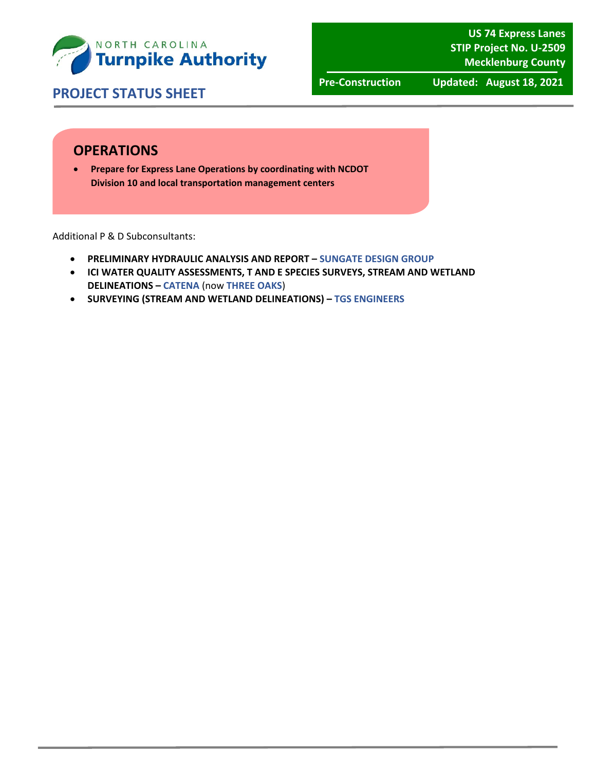## OPERATIONS

- **Prepare for Express Lane Operations by coordinating with NCDOT Division 10 and local transportation management centers**

Additional P & D Subconsultants:

- **PRELIMINARY HYDRAULIC ANALYSIS AND REPORT – SUNGATE DESIGN GROUP**
- **ICI WATER QUALITY ASSESSMENTS, T AND E SPECIES SURVEYS, STREAM AND WETLAND DELINEATIONS – CATENA** (now **THREE OAKS**)
- **SURVEYING (STREAM AND WETLAND DELINEATIONS) – TGS ENGINEERS**